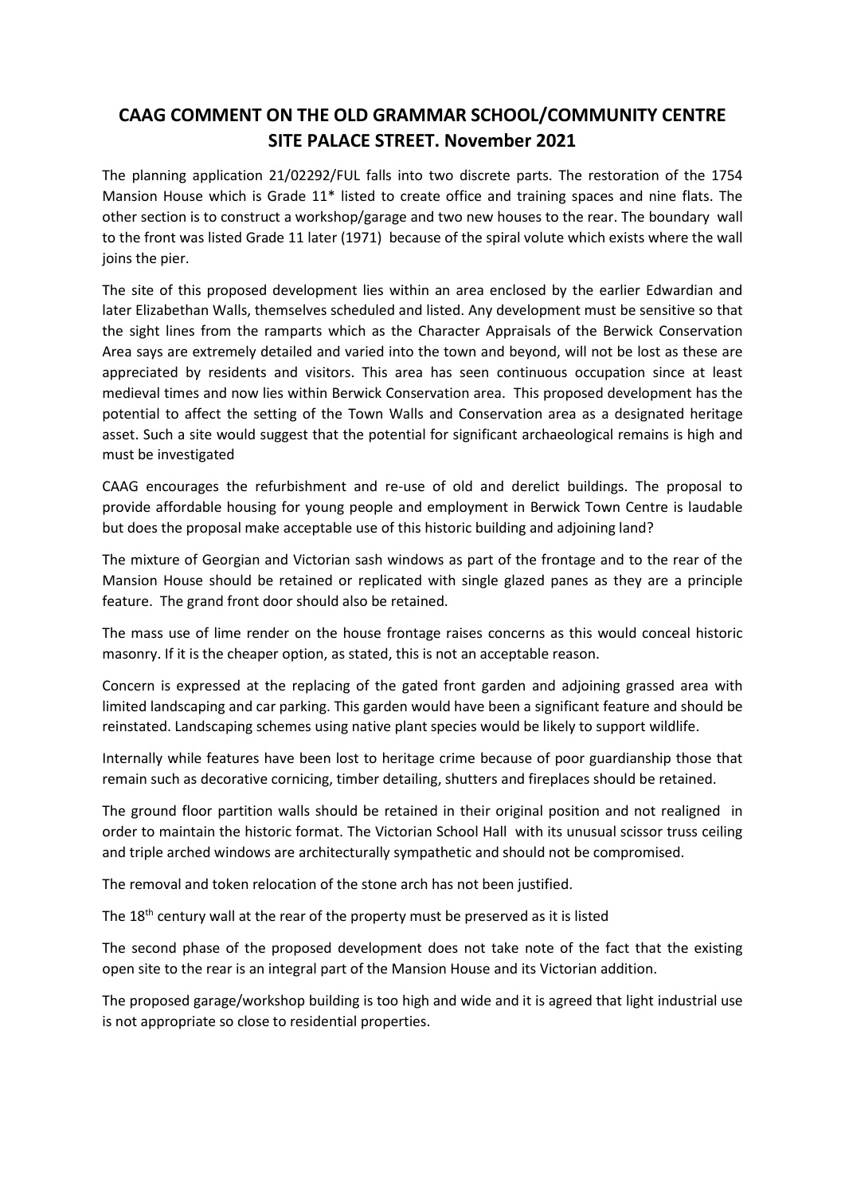# CAAG COMMENT ON THE OLD GRAMMAR SCHOOL/COMMUNITY CENTRE SITE PALACE STREET. November 2021

The planning application 21/02292/FUL falls into two discrete parts. The restoration of the 1754 Mansion House which is Grade 11* listed to create office and training spaces and nine flats. The other section is to construct a workshop/garage and two new houses to the rear. The boundary wall to the front was listed Grade 11 later (1971) because of the spiral volute which exists where the wall joins the pier.

The site of this proposed development lies within an area enclosed by the earlier Edwardian and later Elizabethan Walls, themselves scheduled and listed. Any development must be sensitive so that the sight lines from the ramparts which as the Character Appraisals of the Berwick Conservation Area says are extremely detailed and varied into the town and beyond, will not be lost as these are appreciated by residents and visitors. This area has seen continuous occupation since at least medieval times and now lies within Berwick Conservation area. This proposed development has the potential to affect the setting of the Town Walls and Conservation area as a designated heritage asset. Such a site would suggest that the potential for significant archaeological remains is high and must be investigated

CAAG encourages the refurbishment and re-use of old and derelict buildings. The proposal to provide affordable housing for young people and employment in Berwick Town Centre is laudable but does the proposal make acceptable use of this historic building and adjoining land?

The mixture of Georgian and Victorian sash windows as part of the frontage and to the rear of the Mansion House should be retained or replicated with single glazed panes as they are a principle feature. The grand front door should also be retained.

The mass use of lime render on the house frontage raises concerns as this would conceal historic masonry. If it is the cheaper option, as stated, this is not an acceptable reason.

Concern is expressed at the replacing of the gated front garden and adjoining grassed area with limited landscaping and car parking. This garden would have been a significant feature and should be reinstated. Landscaping schemes using native plant species would be likely to support wildlife.

Internally while features have been lost to heritage crime because of poor guardianship those that remain such as decorative cornicing, timber detailing, shutters and fireplaces should be retained.

The ground floor partition walls should be retained in their original position and not realigned in order to maintain the historic format. The Victorian School Hall with its unusual scissor truss ceiling and triple arched windows are architecturally sympathetic and should not be compromised.

The removal and token relocation of the stone arch has not been justified.

The 18th century wall at the rear of the property must be preserved as it is listed

The second phase of the proposed development does not take note of the fact that the existing open site to the rear is an integral part of the Mansion House and its Victorian addition.

The proposed garage/workshop building is too high and wide and it is agreed that light industrial use is not appropriate so close to residential properties.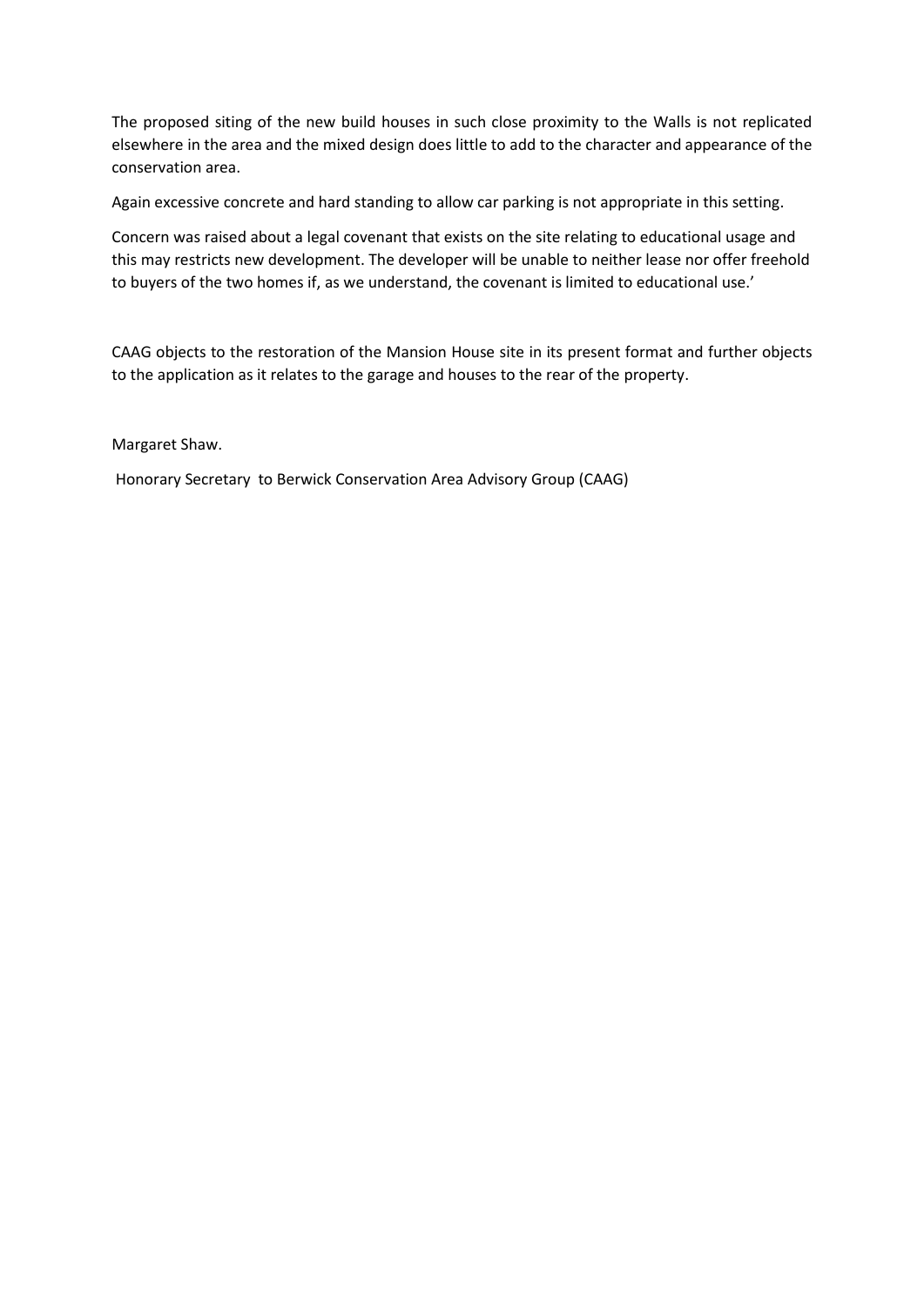The proposed siting of the new build houses in such close proximity to the Walls is not replicated elsewhere in the area and the mixed design does little to add to the character and appearance of the conservation area.

Again excessive concrete and hard standing to allow car parking is not appropriate in this setting.

Concern was raised about a legal covenant that exists on the site relating to educational usage and this may restricts new development. The developer will be unable to neither lease nor offer freehold to buyers of the two homes if, as we understand, the covenant is limited to educational use.'

CAAG objects to the restoration of the Mansion House site in its present format and further objects to the application as it relates to the garage and houses to the rear of the property.

Margaret Shaw.

Honorary Secretary to Berwick Conservation Area Advisory Group (CAAG)